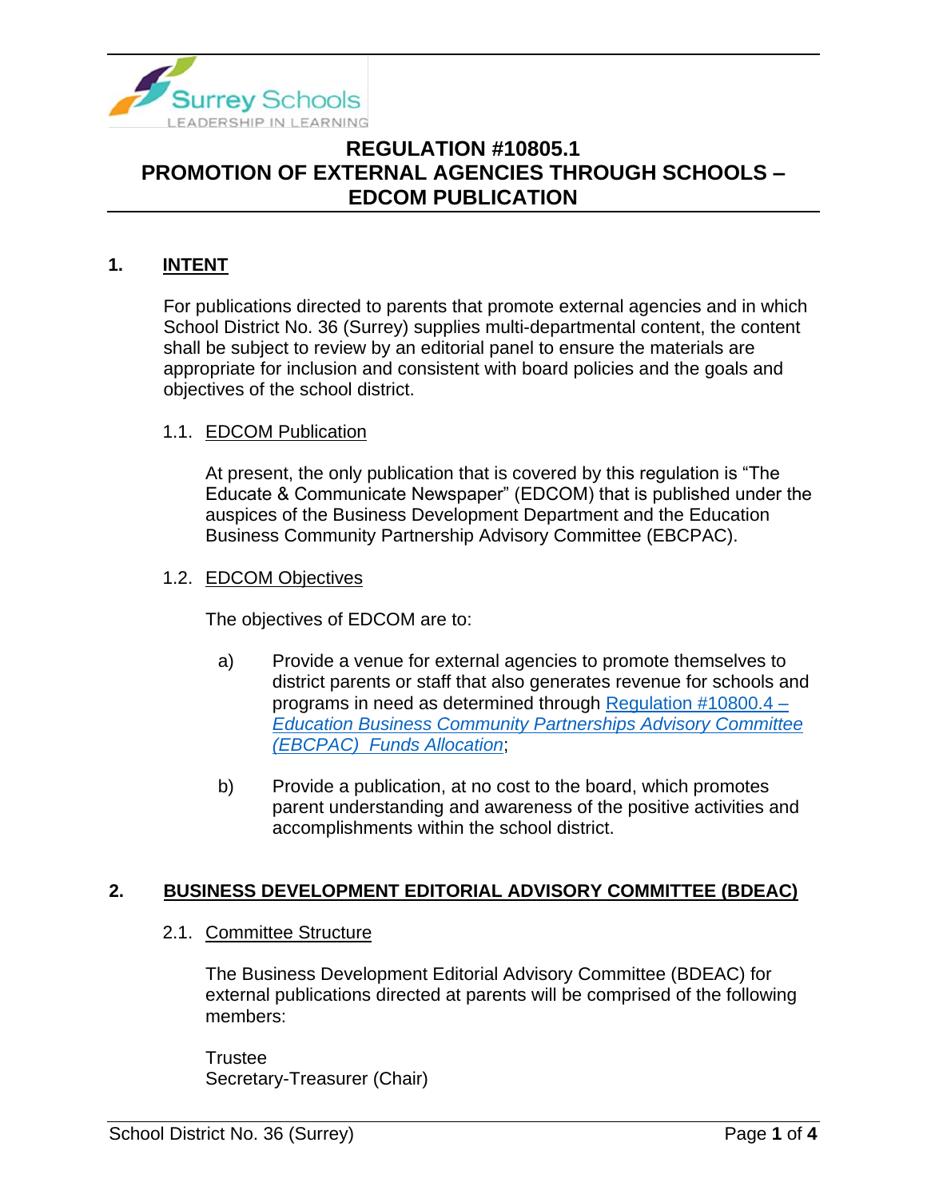# REGULATION #10805.1
# PROMOTION OF EXTERNAL AGENCIES THROUGH SCHOOLS – EDCOM PUBLICATION

## 1. INTENT

For publications directed to parents that promote external agencies and in which School District No. 36 (Surrey) supplies multi-departmental content, the content shall be subject to review by an editorial panel to ensure the materials are appropriate for inclusion and consistent with board policies and the goals and objectives of the school district.

### 1.1. EDCOM Publication

At present, the only publication that is covered by this regulation is "The Educate & Communicate Newspaper" (EDCOM) that is published under the auspices of the Business Development Department and the Education Business Community Partnership Advisory Committee (EBCPAC).

### 1.2. EDCOM Objectives

The objectives of EDCOM are to:

a) Provide a venue for external agencies to promote themselves to district parents or staff that also generates revenue for schools and programs in need as determined through Regulation #10800.4 – *Education Business Community Partnerships Advisory Committee (EBCPAC) Funds Allocation*;

b) Provide a publication, at no cost to the board, which promotes parent understanding and awareness of the positive activities and accomplishments within the school district.

## 2. BUSINESS DEVELOPMENT EDITORIAL ADVISORY COMMITTEE (BDEAC)

### 2.1. Committee Structure

The Business Development Editorial Advisory Committee (BDEAC) for external publications directed at parents will be comprised of the following members:

Trustee
Secretary-Treasurer (Chair)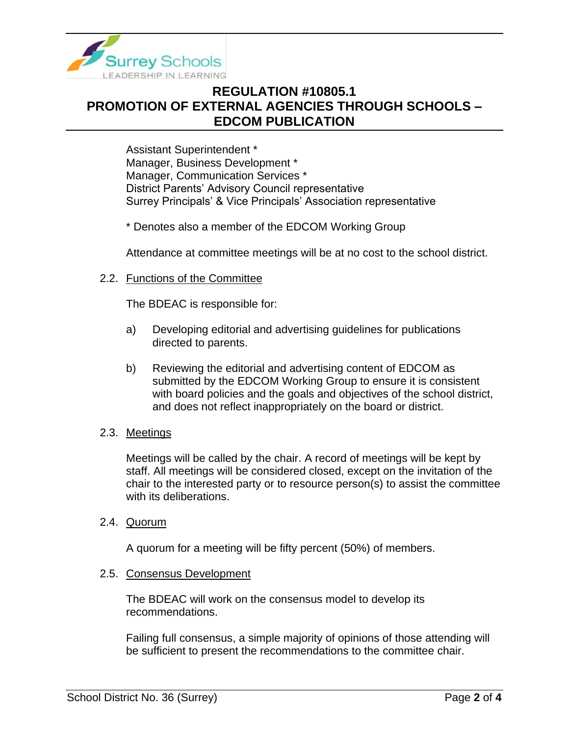Assistant Superintendent *
Manager, Business Development *
Manager, Communication Services *
District Parents' Advisory Council representative
Surrey Principals' & Vice Principals' Association representative

* Denotes also a member of the EDCOM Working Group

Attendance at committee meetings will be at no cost to the school district.

2.2. Functions of the Committee

The BDEAC is responsible for:

a) Developing editorial and advertising guidelines for publications directed to parents.

b) Reviewing the editorial and advertising content of EDCOM as submitted by the EDCOM Working Group to ensure it is consistent with board policies and the goals and objectives of the school district, and does not reflect inappropriately on the board or district.

2.3. Meetings

Meetings will be called by the chair. A record of meetings will be kept by staff. All meetings will be considered closed, except on the invitation of the chair to the interested party or to resource person(s) to assist the committee with its deliberations.

2.4. Quorum

A quorum for a meeting will be fifty percent (50%) of members.

2.5. Consensus Development

The BDEAC will work on the consensus model to develop its recommendations.

Failing full consensus, a simple majority of opinions of those attending will be sufficient to present the recommendations to the committee chair.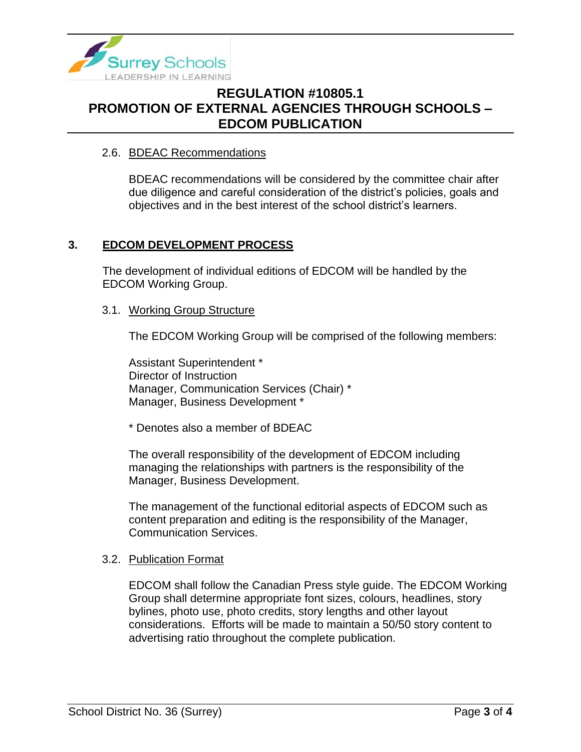### 2.6. BDEAC Recommendations

BDEAC recommendations will be considered by the committee chair after due diligence and careful consideration of the district's policies, goals and objectives and in the best interest of the school district's learners.

## 3. EDCOM DEVELOPMENT PROCESS

The development of individual editions of EDCOM will be handled by the EDCOM Working Group.

### 3.1. Working Group Structure

The EDCOM Working Group will be comprised of the following members:

Assistant Superintendent *
Director of Instruction
Manager, Communication Services (Chair) *
Manager, Business Development *

* Denotes also a member of BDEAC

The overall responsibility of the development of EDCOM including managing the relationships with partners is the responsibility of the Manager, Business Development.

The management of the functional editorial aspects of EDCOM such as content preparation and editing is the responsibility of the Manager, Communication Services.

### 3.2. Publication Format

EDCOM shall follow the Canadian Press style guide. The EDCOM Working Group shall determine appropriate font sizes, colours, headlines, story bylines, photo use, photo credits, story lengths and other layout considerations. Efforts will be made to maintain a 50/50 story content to advertising ratio throughout the complete publication.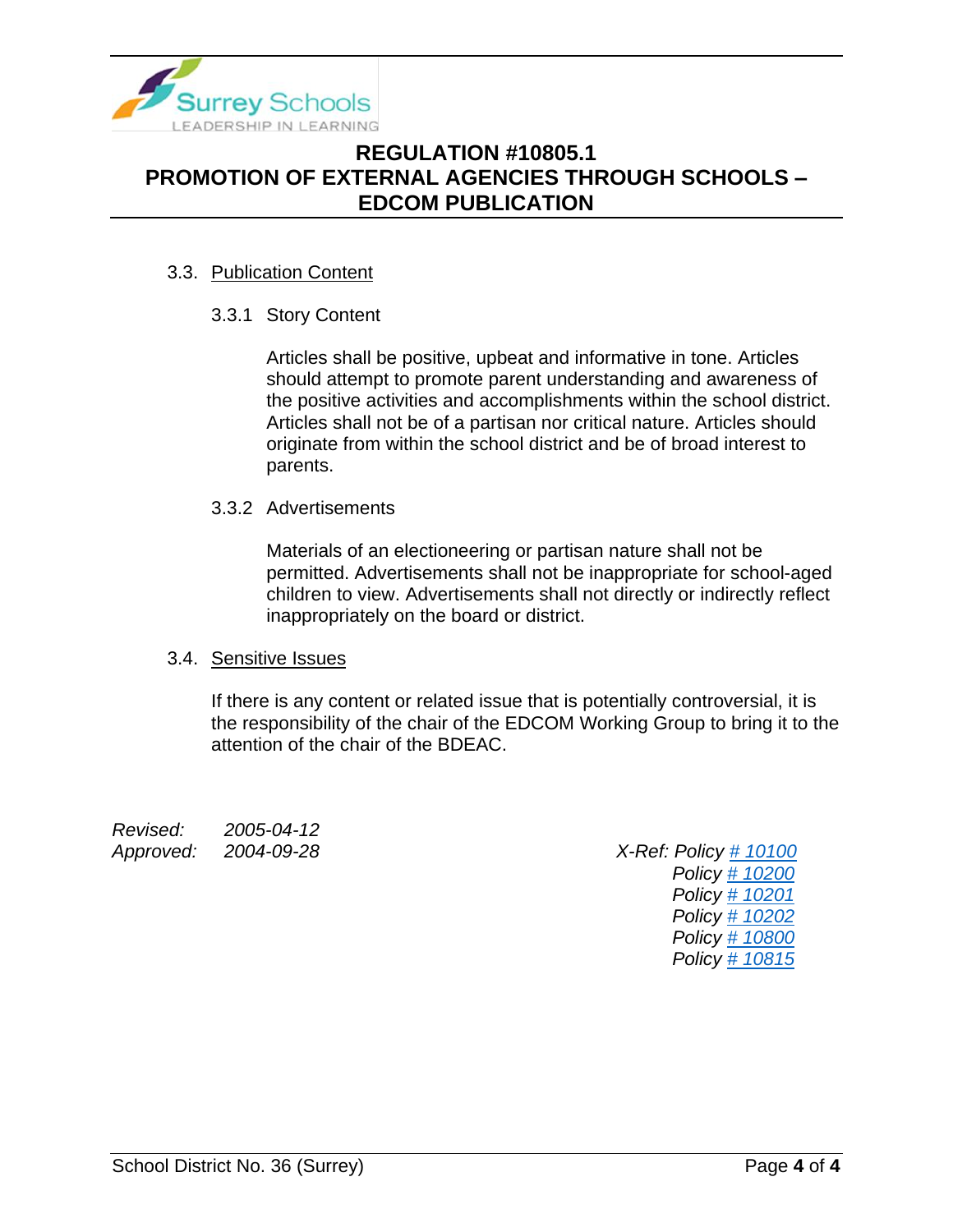# REGULATION #10805.1
# PROMOTION OF EXTERNAL AGENCIES THROUGH SCHOOLS – EDCOM PUBLICATION

3.3. Publication Content

3.3.1 Story Content

Articles shall be positive, upbeat and informative in tone. Articles should attempt to promote parent understanding and awareness of the positive activities and accomplishments within the school district. Articles shall not be of a partisan nor critical nature. Articles should originate from within the school district and be of broad interest to parents.

3.3.2 Advertisements

Materials of an electioneering or partisan nature shall not be permitted. Advertisements shall not be inappropriate for school-aged children to view. Advertisements shall not directly or indirectly reflect inappropriately on the board or district.

3.4. Sensitive Issues

If there is any content or related issue that is potentially controversial, it is the responsibility of the chair of the EDCOM Working Group to bring it to the attention of the chair of the BDEAC.

*Revised:* *2005-04-12*
*Approved:* *2004-09-28*

*X-Ref: Policy # 10100*
*Policy # 10200*
*Policy # 10201*
*Policy # 10202*
*Policy # 10800*
*Policy # 10815*